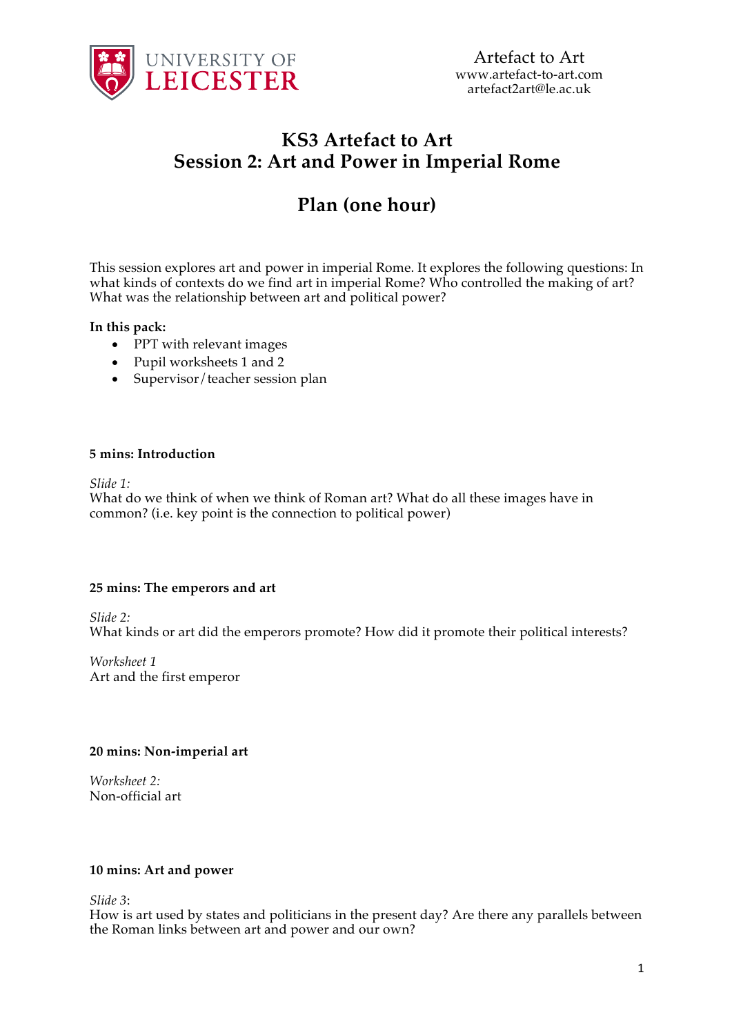UNIVERSITY OF LEICESTER

Artefact to Art
www.artefact-to-art.com
artefact2art@le.ac.uk

# KS3 Artefact to Art
# Session 2: Art and Power in Imperial Rome

## Plan (one hour)

This session explores art and power in imperial Rome. It explores the following questions: In what kinds of contexts do we find art in imperial Rome? Who controlled the making of art? What was the relationship between art and political power?

**In this pack:**

- PPT with relevant images
- Pupil worksheets 1 and 2
- Supervisor/teacher session plan

**5 mins: Introduction**

*Slide 1:*
What do we think of when we think of Roman art? What do all these images have in common? (i.e. key point is the connection to political power)

**25 mins: The emperors and art**

*Slide 2:*
What kinds or art did the emperors promote? How did it promote their political interests?

*Worksheet 1*
Art and the first emperor

**20 mins: Non-imperial art**

*Worksheet 2:*
Non-official art

**10 mins: Art and power**

*Slide 3*:
How is art used by states and politicians in the present day? Are there any parallels between the Roman links between art and power and our own?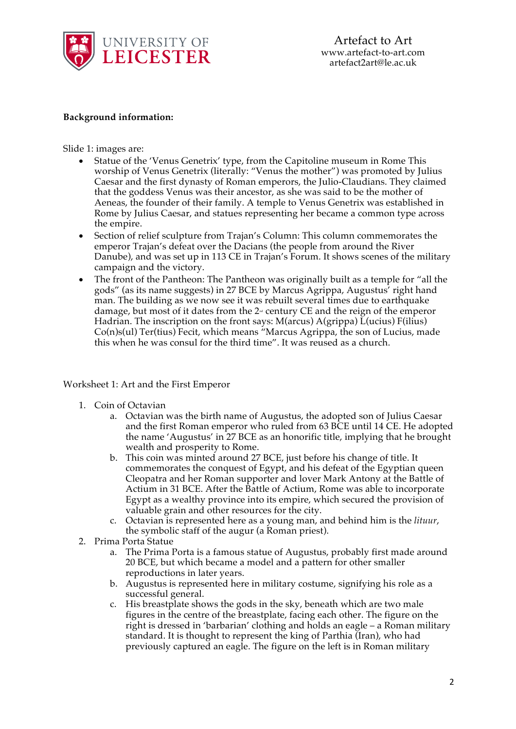**Background information:**

Slide 1: images are:

- Statue of the 'Venus Genetrix' type, from the Capitoline museum in Rome This worship of Venus Genetrix (literally: "Venus the mother") was promoted by Julius Caesar and the first dynasty of Roman emperors, the Julio-Claudians. They claimed that the goddess Venus was their ancestor, as she was said to be the mother of Aeneas, the founder of their family. A temple to Venus Genetrix was established in Rome by Julius Caesar, and statues representing her became a common type across the empire.
- Section of relief sculpture from Trajan's Column: This column commemorates the emperor Trajan's defeat over the Dacians (the people from around the River Danube), and was set up in 113 CE in Trajan's Forum. It shows scenes of the military campaign and the victory.
- The front of the Pantheon: The Pantheon was originally built as a temple for "all the gods" (as its name suggests) in 27 BCE by Marcus Agrippa, Augustus' right hand man. The building as we now see it was rebuilt several times due to earthquake damage, but most of it dates from the 2nd century CE and the reign of the emperor Hadrian. The inscription on the front says: M(arcus) A(grippa) L(ucius) F(ilius) Co(n)s(ul) Ter(tius) Fecit, which means "Marcus Agrippa, the son of Lucius, made this when he was consul for the third time". It was reused as a church.

Worksheet 1: Art and the First Emperor

1. Coin of Octavian
   a. Octavian was the birth name of Augustus, the adopted son of Julius Caesar and the first Roman emperor who ruled from 63 BCE until 14 CE. He adopted the name 'Augustus' in 27 BCE as an honorific title, implying that he brought wealth and prosperity to Rome.
   b. This coin was minted around 27 BCE, just before his change of title. It commemorates the conquest of Egypt, and his defeat of the Egyptian queen Cleopatra and her Roman supporter and lover Mark Antony at the Battle of Actium in 31 BCE. After the Battle of Actium, Rome was able to incorporate Egypt as a wealthy province into its empire, which secured the provision of valuable grain and other resources for the city.
   c. Octavian is represented here as a young man, and behind him is the *lituur*, the symbolic staff of the augur (a Roman priest).
2. Prima Porta Statue
   a. The Prima Porta is a famous statue of Augustus, probably first made around 20 BCE, but which became a model and a pattern for other smaller reproductions in later years.
   b. Augustus is represented here in military costume, signifying his role as a successful general.
   c. His breastplate shows the gods in the sky, beneath which are two male figures in the centre of the breastplate, facing each other. The figure on the right is dressed in 'barbarian' clothing and holds an eagle – a Roman military standard. It is thought to represent the king of Parthia (Iran), who had previously captured an eagle. The figure on the left is in Roman military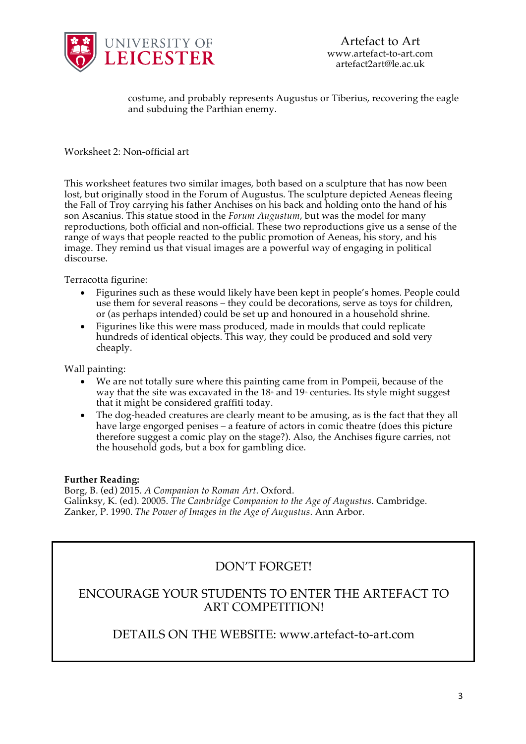costume, and probably represents Augustus or Tiberius, recovering the eagle and subduing the Parthian enemy.

Worksheet 2: Non-official art

This worksheet features two similar images, both based on a sculpture that has now been lost, but originally stood in the Forum of Augustus. The sculpture depicted Aeneas fleeing the Fall of Troy carrying his father Anchises on his back and holding onto the hand of his son Ascanius. This statue stood in the *Forum Augustum*, but was the model for many reproductions, both official and non-official. These two reproductions give us a sense of the range of ways that people reacted to the public promotion of Aeneas, his story, and his image. They remind us that visual images are a powerful way of engaging in political discourse.

Terracotta figurine:

- Figurines such as these would likely have been kept in people's homes. People could use them for several reasons – they could be decorations, serve as toys for children, or (as perhaps intended) could be set up and honoured in a household shrine.
- Figurines like this were mass produced, made in moulds that could replicate hundreds of identical objects. This way, they could be produced and sold very cheaply.

Wall painting:

- We are not totally sure where this painting came from in Pompeii, because of the way that the site was excavated in the 18th and 19th centuries. Its style might suggest that it might be considered graffiti today.
- The dog-headed creatures are clearly meant to be amusing, as is the fact that they all have large engorged penises – a feature of actors in comic theatre (does this picture therefore suggest a comic play on the stage?). Also, the Anchises figure carries, not the household gods, but a box for gambling dice.

**Further Reading:**
Borg, B. (ed) 2015. *A Companion to Roman Art*. Oxford.
Galinksy, K. (ed). 20005. *The Cambridge Companion to the Age of Augustus*. Cambridge.
Zanker, P. 1990. *The Power of Images in the Age of Augustus*. Ann Arbor.

DON'T FORGET!

ENCOURAGE YOUR STUDENTS TO ENTER THE ARTEFACT TO ART COMPETITION!

DETAILS ON THE WEBSITE: www.artefact-to-art.com